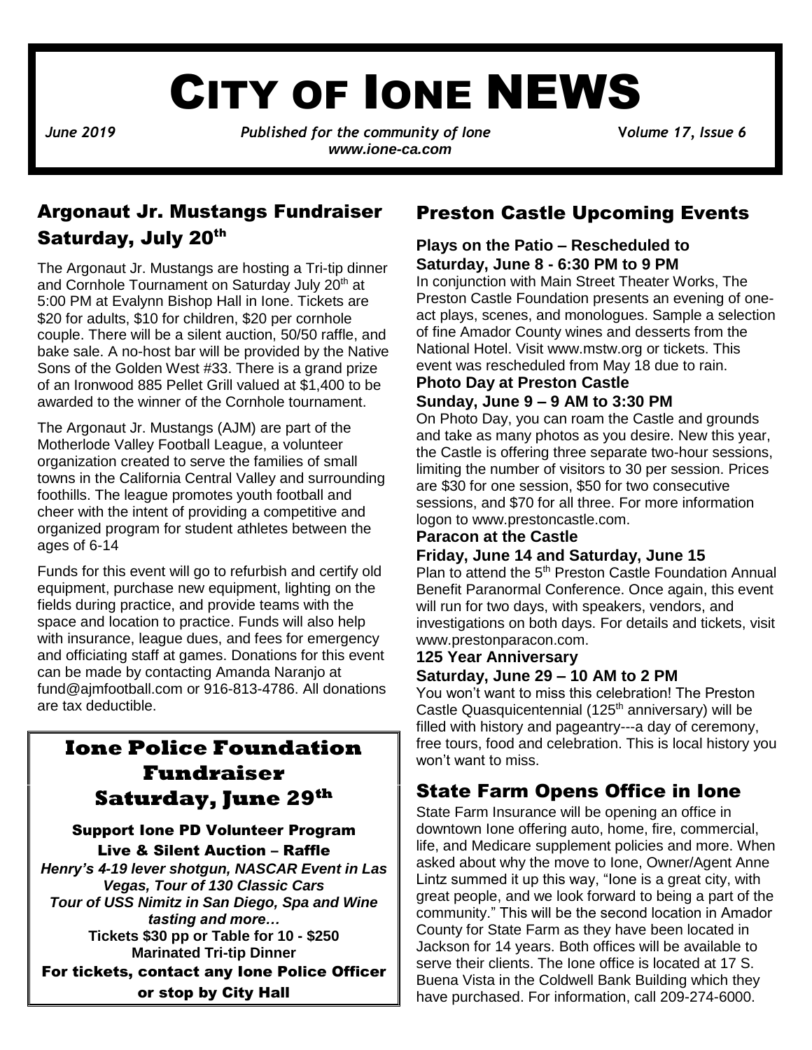# CITY OF IONE NEWS

*June 2019* *Published for the community of Ione* *Volume 17, Issue 6*
*www.ione-ca.com*

## Argonaut Jr. Mustangs Fundraiser Saturday, July 20th

The Argonaut Jr. Mustangs are hosting a Tri-tip dinner and Cornhole Tournament on Saturday July 20th at 5:00 PM at Evalynn Bishop Hall in Ione. Tickets are $20 for adults, $10 for children, $20 per cornhole couple. There will be a silent auction, 50/50 raffle, and bake sale. A no-host bar will be provided by the Native Sons of the Golden West #33. There is a grand prize of an Ironwood 885 Pellet Grill valued at $1,400 to be awarded to the winner of the Cornhole tournament.

The Argonaut Jr. Mustangs (AJM) are part of the Motherlode Valley Football League, a volunteer organization created to serve the families of small towns in the California Central Valley and surrounding foothills. The league promotes youth football and cheer with the intent of providing a competitive and organized program for student athletes between the ages of 6-14

Funds for this event will go to refurbish and certify old equipment, purchase new equipment, lighting on the fields during practice, and provide teams with the space and location to practice. Funds will also help with insurance, league dues, and fees for emergency and officiating staff at games. Donations for this event can be made by contacting Amanda Naranjo at fund@ajmfootball.com or 916-813-4786. All donations are tax deductible.

## Ione Police Foundation Fundraiser Saturday, June 29th

**Support Ione PD Volunteer Program**

**Live & Silent Auction – Raffle**

***Henry's 4-19 lever shotgun, NASCAR Event in Las Vegas, Tour of 130 Classic Cars***
***Tour of USS Nimitz in San Diego, Spa and Wine tasting and more…***

**Tickets $30 pp or Table for 10 - $250**
**Marinated Tri-tip Dinner**

**For tickets, contact any Ione Police Officer or stop by City Hall**

## Preston Castle Upcoming Events

### Plays on the Patio – Rescheduled to Saturday, June 8 - 6:30 PM to 9 PM

In conjunction with Main Street Theater Works, The Preston Castle Foundation presents an evening of one-act plays, scenes, and monologues. Sample a selection of fine Amador County wines and desserts from the National Hotel. Visit www.mstw.org or tickets. This event was rescheduled from May 18 due to rain.

### Photo Day at Preston Castle Sunday, June 9 – 9 AM to 3:30 PM

On Photo Day, you can roam the Castle and grounds and take as many photos as you desire. New this year, the Castle is offering three separate two-hour sessions, limiting the number of visitors to 30 per session. Prices are $30 for one session, $50 for two consecutive sessions, and $70 for all three. For more information logon to www.prestoncastle.com.

### Paracon at the Castle Friday, June 14 and Saturday, June 15

Plan to attend the 5th Preston Castle Foundation Annual Benefit Paranormal Conference. Once again, this event will run for two days, with speakers, vendors, and investigations on both days. For details and tickets, visit www.prestonparacon.com.

### 125 Year Anniversary Saturday, June 29 – 10 AM to 2 PM

You won't want to miss this celebration! The Preston Castle Quasquicentennial (125th anniversary) will be filled with history and pageantry---a day of ceremony, free tours, food and celebration. This is local history you won't want to miss.

## State Farm Opens Office in Ione

State Farm Insurance will be opening an office in downtown Ione offering auto, home, fire, commercial, life, and Medicare supplement policies and more. When asked about why the move to Ione, Owner/Agent Anne Lintz summed it up this way, "Ione is a great city, with great people, and we look forward to being a part of the community." This will be the second location in Amador County for State Farm as they have been located in Jackson for 14 years. Both offices will be available to serve their clients. The Ione office is located at 17 S. Buena Vista in the Coldwell Bank Building which they have purchased. For information, call 209-274-6000.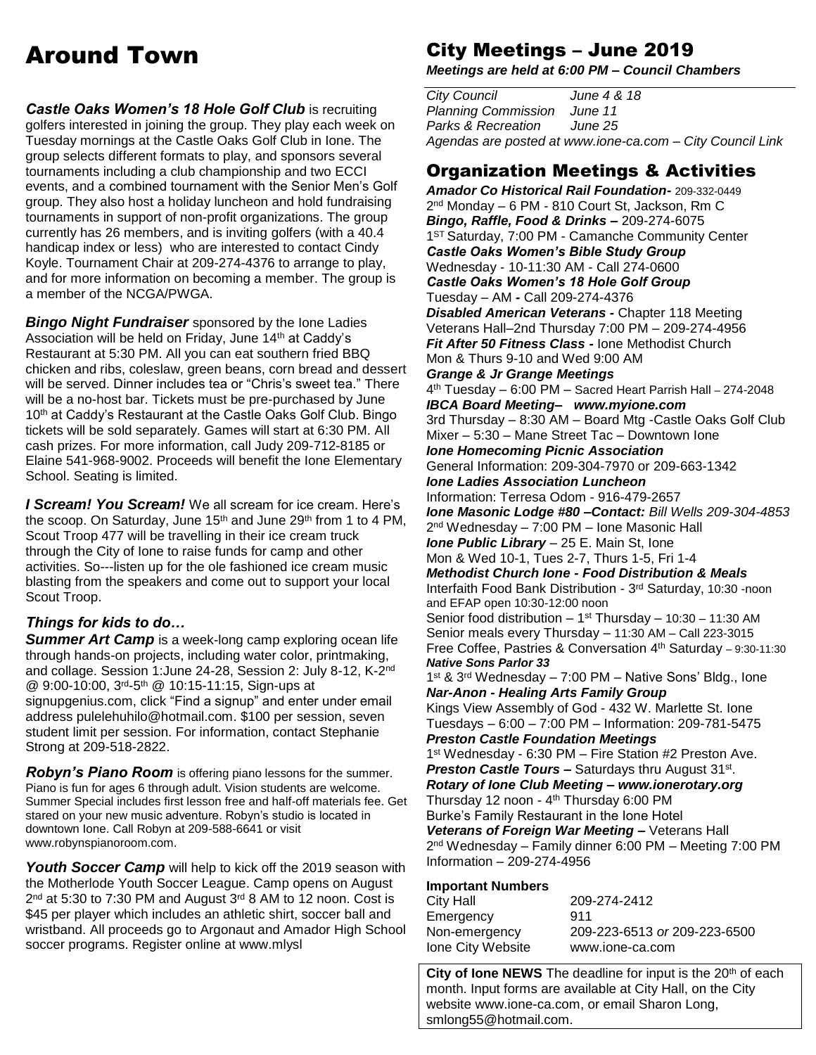# Around Town

***Castle Oaks Women's 18 Hole Golf Club*** is recruiting golfers interested in joining the group. They play each week on Tuesday mornings at the Castle Oaks Golf Club in Ione. The group selects different formats to play, and sponsors several tournaments including a club championship and two ECCI events, and a combined tournament with the Senior Men's Golf group. They also host a holiday luncheon and hold fundraising tournaments in support of non-profit organizations. The group currently has 26 members, and is inviting golfers (with a 40.4 handicap index or less) who are interested to contact Cindy Koyle. Tournament Chair at 209-274-4376 to arrange to play, and for more information on becoming a member. The group is a member of the NCGA/PWGA.

***Bingo Night Fundraiser*** sponsored by the Ione Ladies Association will be held on Friday, June 14th at Caddy's Restaurant at 5:30 PM. All you can eat southern fried BBQ chicken and ribs, coleslaw, green beans, corn bread and dessert will be served. Dinner includes tea or "Chris's sweet tea." There will be a no-host bar. Tickets must be pre-purchased by June 10th at Caddy's Restaurant at the Castle Oaks Golf Club. Bingo tickets will be sold separately. Games will start at 6:30 PM. All cash prizes. For more information, call Judy 209-712-8185 or Elaine 541-968-9002. Proceeds will benefit the Ione Elementary School. Seating is limited.

***I Scream! You Scream!*** We all scream for ice cream. Here's the scoop. On Saturday, June 15th and June 29th from 1 to 4 PM, Scout Troop 477 will be travelling in their ice cream truck through the City of Ione to raise funds for camp and other activities. So---listen up for the ole fashioned ice cream music blasting from the speakers and come out to support your local Scout Troop.

### *Things for kids to do…*

***Summer Art Camp*** is a week-long camp exploring ocean life through hands-on projects, including water color, printmaking, and collage. Session 1:June 24-28, Session 2: July 8-12, K-2nd @ 9:00-10:00, 3rd-5th @ 10:15-11:15, Sign-ups at signupgenius.com, click "Find a signup" and enter under email address pulelehuhilo@hotmail.com. $100 per session, seven student limit per session. For information, contact Stephanie Strong at 209-518-2822.

***Robyn's Piano Room*** is offering piano lessons for the summer. Piano is fun for ages 6 through adult. Vision students are welcome. Summer Special includes first lesson free and half-off materials fee. Get stared on your new music adventure. Robyn's studio is located in downtown Ione. Call Robyn at 209-588-6641 or visit www.robynspianoroom.com.

***Youth Soccer Camp*** will help to kick off the 2019 season with the Motherlode Youth Soccer League. Camp opens on August 2nd at 5:30 to 7:30 PM and August 3rd 8 AM to 12 noon. Cost is $45 per player which includes an athletic shirt, soccer ball and wristband. All proceeds go to Argonaut and Amador High School soccer programs. Register online at www.mlysl

# City Meetings – June 2019

***Meetings are held at 6:00 PM – Council Chambers***

*City Council — June 4 & 18*
*Planning Commission — June 11*
*Parks & Recreation — June 25*
*Agendas are posted at www.ione-ca.com – City Council Link*

# Organization Meetings & Activities

***Amador Co Historical Rail Foundation-*** 209-332-0449
2nd Monday – 6 PM - 810 Court St, Jackson, Rm C
***Bingo, Raffle, Food & Drinks –*** 209-274-6075
1ST Saturday, 7:00 PM - Camanche Community Center
***Castle Oaks Women's Bible Study Group***
Wednesday - 10-11:30 AM - Call 274-0600
***Castle Oaks Women's 18 Hole Golf Group***
Tuesday – AM - Call 209-274-4376
***Disabled American Veterans -*** Chapter 118 Meeting
Veterans Hall–2nd Thursday 7:00 PM – 209-274-4956
***Fit After 50 Fitness Class -*** Ione Methodist Church
Mon & Thurs 9-10 and Wed 9:00 AM
***Grange & Jr Grange Meetings***
4th Tuesday – 6:00 PM – Sacred Heart Parrish Hall – 274-2048
***IBCA Board Meeting– www.myione.com***
3rd Thursday – 8:30 AM – Board Mtg -Castle Oaks Golf Club
Mixer – 5:30 – Mane Street Tac – Downtown Ione
***Ione Homecoming Picnic Association***
General Information: 209-304-7970 or 209-663-1342
***Ione Ladies Association Luncheon***
Information: Terresa Odom - 916-479-2657
***Ione Masonic Lodge #80 –Contact:*** *Bill Wells 209-304-4853*
2nd Wednesday – 7:00 PM – Ione Masonic Hall
***Ione Public Library*** – 25 E. Main St, Ione
Mon & Wed 10-1, Tues 2-7, Thurs 1-5, Fri 1-4
***Methodist Church Ione - Food Distribution & Meals***
Interfaith Food Bank Distribution - 3rd Saturday, 10:30 -noon and EFAP open 10:30-12:00 noon
Senior food distribution – 1st Thursday – 10:30 – 11:30 AM
Senior meals every Thursday – 11:30 AM – Call 223-3015
Free Coffee, Pastries & Conversation 4th Saturday – 9:30-11:30
***Native Sons Parlor 33***
1st & 3rd Wednesday – 7:00 PM – Native Sons' Bldg., Ione
***Nar-Anon - Healing Arts Family Group***
Kings View Assembly of God - 432 W. Marlette St. Ione
Tuesdays – 6:00 – 7:00 PM – Information: 209-781-5475
***Preston Castle Foundation Meetings***
1st Wednesday - 6:30 PM – Fire Station #2 Preston Ave.
***Preston Castle Tours –*** Saturdays thru August 31st.
***Rotary of Ione Club Meeting – www.ionerotary.org***
Thursday 12 noon - 4th Thursday 6:00 PM
Burke's Family Restaurant in the Ione Hotel
***Veterans of Foreign War Meeting –*** Veterans Hall
2nd Wednesday – Family dinner 6:00 PM – Meeting 7:00 PM
Information – 209-274-4956

**Important Numbers**

| | |
|---|---|
| City Hall | 209-274-2412 |
| Emergency | 911 |
| Non-emergency | 209-223-6513 *or* 209-223-6500 |
| Ione City Website | www.ione-ca.com |

**City of Ione NEWS** The deadline for input is the 20th of each month. Input forms are available at City Hall, on the City website www.ione-ca.com, or email Sharon Long, smlong55@hotmail.com.